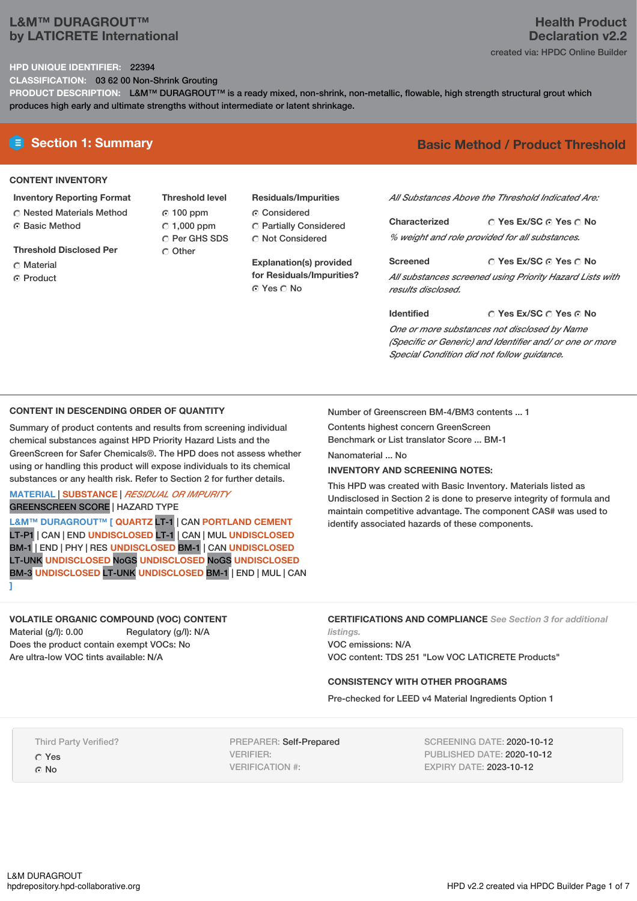# L&M™ DURAGROUT™
by LATICRETE International

**Health Product Declaration v2.2**

created via: HPDC Online Builder

**HPD UNIQUE IDENTIFIER:** 22394

**CLASSIFICATION:** 03 62 00 Non-Shrink Grouting

**PRODUCT DESCRIPTION:** L&M™ DURAGROUT™ is a ready mixed, non-shrink, non-metallic, flowable, high strength structural grout which produces high early and ultimate strengths without intermediate or latent shrinkage.

## Section 1: Summary

**Basic Method / Product Threshold**

### CONTENT INVENTORY

**Inventory Reporting Format**
- ○ Nested Materials Method
- ◉ Basic Method

**Threshold Disclosed Per**
- ○ Material
- ◉ Product

**Threshold level**
- ◉ 100 ppm
- ○ 1,000 ppm
- ○ Per GHS SDS
- ○ Other

**Residuals/Impurities**
- ◉ Considered
- ○ Partially Considered
- ○ Not Considered

**Explanation(s) provided for Residuals/Impurities?**
◉ Yes ○ No

*All Substances Above the Threshold Indicated Are:*

**Characterized** ○ Yes Ex/SC ◉ Yes ○ No
*% weight and role provided for all substances.*

**Screened** ○ Yes Ex/SC ◉ Yes ○ No
*All substances screened using Priority Hazard Lists with results disclosed.*

**Identified** ○ Yes Ex/SC ○ Yes ◉ No
*One or more substances not disclosed by Name (Specific or Generic) and Identifier and/ or one or more Special Condition did not follow guidance.*

### CONTENT IN DESCENDING ORDER OF QUANTITY

Summary of product contents and results from screening individual chemical substances against HPD Priority Hazard Lists and the GreenScreen for Safer Chemicals®. The HPD does not assess whether using or handling this product will expose individuals to its chemical substances or any health risk. Refer to Section 2 for further details.

MATERIAL | SUBSTANCE | *RESIDUAL OR IMPURITY*
GREENSCREEN SCORE | HAZARD TYPE

L&M™ DURAGROUT™ [ QUARTZ LT-1 | CAN PORTLAND CEMENT LT-P1 | CAN | END UNDISCLOSED LT-1 | CAN | MUL UNDISCLOSED BM-1 | END | PHY | RES UNDISCLOSED BM-1 | CAN UNDISCLOSED LT-UNK UNDISCLOSED NoGS UNDISCLOSED NoGS UNDISCLOSED BM-3 UNDISCLOSED LT-UNK UNDISCLOSED BM-1 | END | MUL | CAN ]

Number of Greenscreen BM-4/BM3 contents ... 1

Contents highest concern GreenScreen Benchmark or List translator Score ... BM-1

Nanomaterial ... No

**INVENTORY AND SCREENING NOTES:**

This HPD was created with Basic Inventory. Materials listed as Undisclosed in Section 2 is done to preserve integrity of formula and maintain competitive advantage. The component CAS# was used to identify associated hazards of these components.

### VOLATILE ORGANIC COMPOUND (VOC) CONTENT

Material (g/l): 0.00 Regulatory (g/l): N/A
Does the product contain exempt VOCs: No
Are ultra-low VOC tints available: N/A

### CERTIFICATIONS AND COMPLIANCE *See Section 3 for additional listings.*

VOC emissions: N/A
VOC content: TDS 251 "Low VOC LATICRETE Products"

### CONSISTENCY WITH OTHER PROGRAMS

Pre-checked for LEED v4 Material Ingredients Option 1

Third Party Verified?
- ○ Yes
- ◉ No

PREPARER: Self-Prepared
VERIFIER:
VERIFICATION #:

SCREENING DATE: 2020-10-12
PUBLISHED DATE: 2020-10-12
EXPIRY DATE: 2023-10-12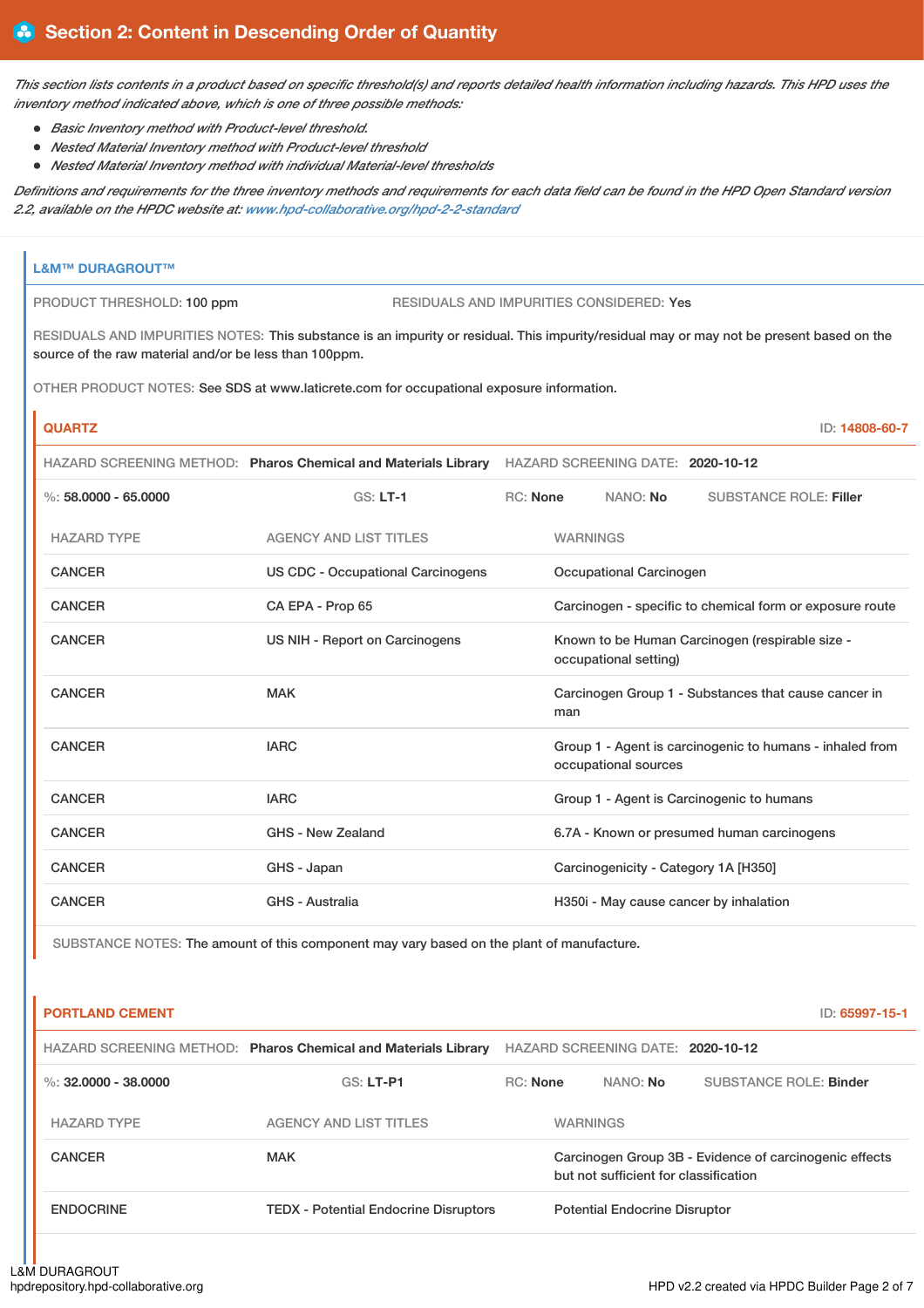## Section 2: Content in Descending Order of Quantity

*This section lists contents in a product based on specific threshold(s) and reports detailed health information including hazards. This HPD uses the inventory method indicated above, which is one of three possible methods:*

- *Basic Inventory method with Product-level threshold.*
- *Nested Material Inventory method with Product-level threshold*
- *Nested Material Inventory method with individual Material-level thresholds*

*Definitions and requirements for the three inventory methods and requirements for each data field can be found in the HPD Open Standard version 2.2, available on the HPDC website at: www.hpd-collaborative.org/hpd-2-2-standard*

### L&M™ DURAGROUT™

PRODUCT THRESHOLD: **100 ppm**

RESIDUALS AND IMPURITIES CONSIDERED: **Yes**

RESIDUALS AND IMPURITIES NOTES: This substance is an impurity or residual. This impurity/residual may or may not be present based on the source of the raw material and/or be less than 100ppm.

OTHER PRODUCT NOTES: See SDS at www.laticrete.com for occupational exposure information.

#### QUARTZ

ID: **14808-60-7**

HAZARD SCREENING METHOD: **Pharos Chemical and Materials Library** HAZARD SCREENING DATE: **2020-10-12**

%: **58.0000 - 65.0000** GS: **LT-1** RC: **None** NANO: **No** SUBSTANCE ROLE: **Filler**

| HAZARD TYPE | AGENCY AND LIST TITLES | WARNINGS |
|---|---|---|
| CANCER | US CDC - Occupational Carcinogens | Occupational Carcinogen |
| CANCER | CA EPA - Prop 65 | Carcinogen - specific to chemical form or exposure route |
| CANCER | US NIH - Report on Carcinogens | Known to be Human Carcinogen (respirable size - occupational setting) |
| CANCER | MAK | Carcinogen Group 1 - Substances that cause cancer in man |
| CANCER | IARC | Group 1 - Agent is carcinogenic to humans - inhaled from occupational sources |
| CANCER | IARC | Group 1 - Agent is Carcinogenic to humans |
| CANCER | GHS - New Zealand | 6.7A - Known or presumed human carcinogens |
| CANCER | GHS - Japan | Carcinogenicity - Category 1A [H350] |
| CANCER | GHS - Australia | H350i - May cause cancer by inhalation |

SUBSTANCE NOTES: The amount of this component may vary based on the plant of manufacture.

#### PORTLAND CEMENT

ID: **65997-15-1**

HAZARD SCREENING METHOD: **Pharos Chemical and Materials Library** HAZARD SCREENING DATE: **2020-10-12**

%: **32.0000 - 38.0000** GS: **LT-P1** RC: **None** NANO: **No** SUBSTANCE ROLE: **Binder**

| HAZARD TYPE | AGENCY AND LIST TITLES | WARNINGS |
|---|---|---|
| CANCER | MAK | Carcinogen Group 3B - Evidence of carcinogenic effects but not sufficient for classification |
| ENDOCRINE | TEDX - Potential Endocrine Disruptors | Potential Endocrine Disruptor |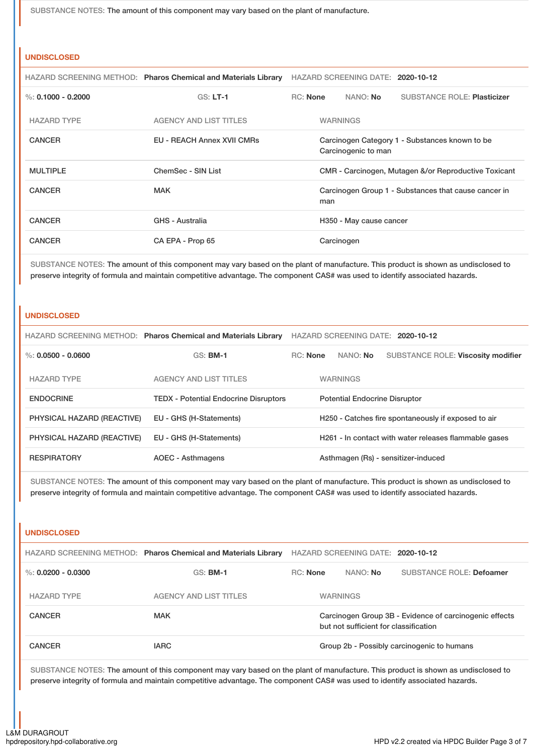SUBSTANCE NOTES: The amount of this component may vary based on the plant of manufacture.

## UNDISCLOSED

HAZARD SCREENING METHOD: **Pharos Chemical and Materials Library** HAZARD SCREENING DATE: **2020-10-12**

%: **0.1000 - 0.2000** GS: **LT-1** RC: **None** NANO: **No** SUBSTANCE ROLE: **Plasticizer**

| HAZARD TYPE | AGENCY AND LIST TITLES | WARNINGS |
|---|---|---|
| CANCER | EU - REACH Annex XVII CMRs | Carcinogen Category 1 - Substances known to be Carcinogenic to man |
| MULTIPLE | ChemSec - SIN List | CMR - Carcinogen, Mutagen &/or Reproductive Toxicant |
| CANCER | MAK | Carcinogen Group 1 - Substances that cause cancer in man |
| CANCER | GHS - Australia | H350 - May cause cancer |
| CANCER | CA EPA - Prop 65 | Carcinogen |

SUBSTANCE NOTES: The amount of this component may vary based on the plant of manufacture. This product is shown as undisclosed to preserve integrity of formula and maintain competitive advantage. The component CAS# was used to identify associated hazards.

## UNDISCLOSED

HAZARD SCREENING METHOD: **Pharos Chemical and Materials Library** HAZARD SCREENING DATE: **2020-10-12**

%: **0.0500 - 0.0600** GS: **BM-1** RC: **None** NANO: **No** SUBSTANCE ROLE: **Viscosity modifier**

| HAZARD TYPE | AGENCY AND LIST TITLES | WARNINGS |
|---|---|---|
| ENDOCRINE | TEDX - Potential Endocrine Disruptors | Potential Endocrine Disruptor |
| PHYSICAL HAZARD (REACTIVE) | EU - GHS (H-Statements) | H250 - Catches fire spontaneously if exposed to air |
| PHYSICAL HAZARD (REACTIVE) | EU - GHS (H-Statements) | H261 - In contact with water releases flammable gases |
| RESPIRATORY | AOEC - Asthmagens | Asthmagen (Rs) - sensitizer-induced |

SUBSTANCE NOTES: The amount of this component may vary based on the plant of manufacture. This product is shown as undisclosed to preserve integrity of formula and maintain competitive advantage. The component CAS# was used to identify associated hazards.

## UNDISCLOSED

HAZARD SCREENING METHOD: **Pharos Chemical and Materials Library** HAZARD SCREENING DATE: **2020-10-12**

%: **0.0200 - 0.0300** GS: **BM-1** RC: **None** NANO: **No** SUBSTANCE ROLE: **Defoamer**

| HAZARD TYPE | AGENCY AND LIST TITLES | WARNINGS |
|---|---|---|
| CANCER | MAK | Carcinogen Group 3B - Evidence of carcinogenic effects but not sufficient for classification |
| CANCER | IARC | Group 2b - Possibly carcinogenic to humans |

SUBSTANCE NOTES: The amount of this component may vary based on the plant of manufacture. This product is shown as undisclosed to preserve integrity of formula and maintain competitive advantage. The component CAS# was used to identify associated hazards.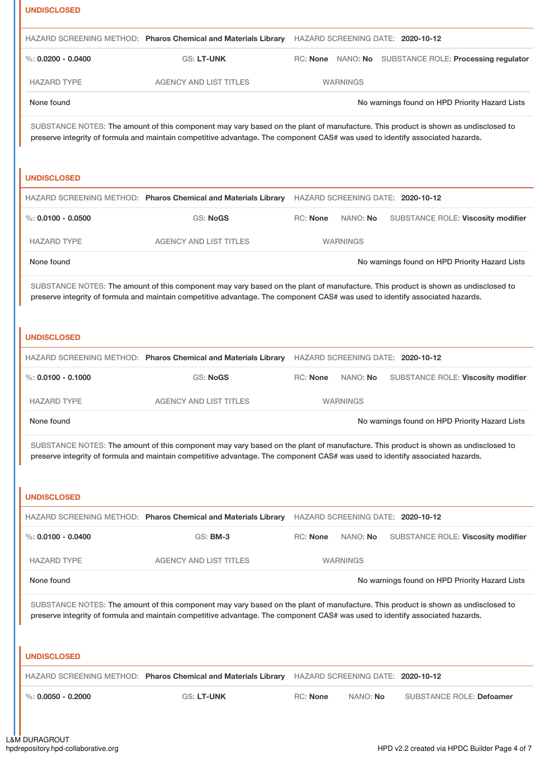**UNDISCLOSED**

HAZARD SCREENING METHOD: **Pharos Chemical and Materials Library** HAZARD SCREENING DATE: **2020-10-12**

%: **0.0200 - 0.0400** GS: **LT-UNK** RC: **None** NANO: **No** SUBSTANCE ROLE: **Processing regulator**

| HAZARD TYPE | AGENCY AND LIST TITLES | WARNINGS |
|---|---|---|
| None found | | No warnings found on HPD Priority Hazard Lists |

SUBSTANCE NOTES: The amount of this component may vary based on the plant of manufacture. This product is shown as undisclosed to preserve integrity of formula and maintain competitive advantage. The component CAS# was used to identify associated hazards.

**UNDISCLOSED**

HAZARD SCREENING METHOD: **Pharos Chemical and Materials Library** HAZARD SCREENING DATE: **2020-10-12**

%: **0.0100 - 0.0500** GS: **NoGS** RC: **None** NANO: **No** SUBSTANCE ROLE: **Viscosity modifier**

| HAZARD TYPE | AGENCY AND LIST TITLES | WARNINGS |
|---|---|---|
| None found | | No warnings found on HPD Priority Hazard Lists |

SUBSTANCE NOTES: The amount of this component may vary based on the plant of manufacture. This product is shown as undisclosed to preserve integrity of formula and maintain competitive advantage. The component CAS# was used to identify associated hazards.

**UNDISCLOSED**

HAZARD SCREENING METHOD: **Pharos Chemical and Materials Library** HAZARD SCREENING DATE: **2020-10-12**

%: **0.0100 - 0.1000** GS: **NoGS** RC: **None** NANO: **No** SUBSTANCE ROLE: **Viscosity modifier**

| HAZARD TYPE | AGENCY AND LIST TITLES | WARNINGS |
|---|---|---|
| None found | | No warnings found on HPD Priority Hazard Lists |

SUBSTANCE NOTES: The amount of this component may vary based on the plant of manufacture. This product is shown as undisclosed to preserve integrity of formula and maintain competitive advantage. The component CAS# was used to identify associated hazards.

**UNDISCLOSED**

HAZARD SCREENING METHOD: **Pharos Chemical and Materials Library** HAZARD SCREENING DATE: **2020-10-12**

%: **0.0100 - 0.0400** GS: **BM-3** RC: **None** NANO: **No** SUBSTANCE ROLE: **Viscosity modifier**

| HAZARD TYPE | AGENCY AND LIST TITLES | WARNINGS |
|---|---|---|
| None found | | No warnings found on HPD Priority Hazard Lists |

SUBSTANCE NOTES: The amount of this component may vary based on the plant of manufacture. This product is shown as undisclosed to preserve integrity of formula and maintain competitive advantage. The component CAS# was used to identify associated hazards.

**UNDISCLOSED**

HAZARD SCREENING METHOD: **Pharos Chemical and Materials Library** HAZARD SCREENING DATE: **2020-10-12**

%: **0.0050 - 0.2000** GS: **LT-UNK** RC: **None** NANO: **No** SUBSTANCE ROLE: **Defoamer**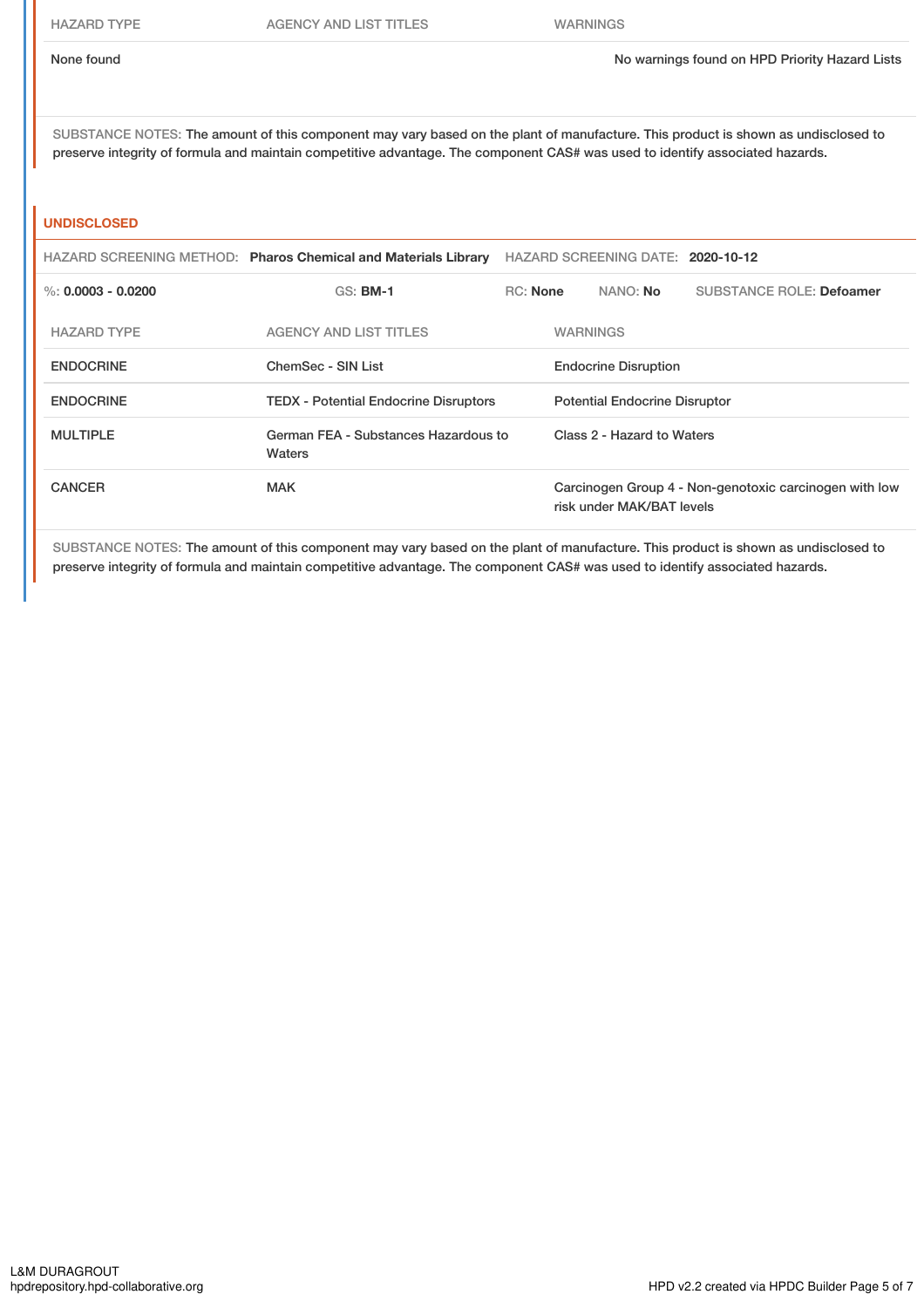| HAZARD TYPE | AGENCY AND LIST TITLES | WARNINGS |
| --- | --- | --- |
| None found | | No warnings found on HPD Priority Hazard Lists |

SUBSTANCE NOTES: The amount of this component may vary based on the plant of manufacture. This product is shown as undisclosed to preserve integrity of formula and maintain competitive advantage. The component CAS# was used to identify associated hazards.

## UNDISCLOSED

HAZARD SCREENING METHOD: **Pharos Chemical and Materials Library** HAZARD SCREENING DATE: **2020-10-12**

%: **0.0003 - 0.0200** GS: **BM-1** RC: **None** NANO: **No** SUBSTANCE ROLE: **Defoamer**

| HAZARD TYPE | AGENCY AND LIST TITLES | WARNINGS |
| --- | --- | --- |
| ENDOCRINE | ChemSec - SIN List | Endocrine Disruption |
| ENDOCRINE | TEDX - Potential Endocrine Disruptors | Potential Endocrine Disruptor |
| MULTIPLE | German FEA - Substances Hazardous to Waters | Class 2 - Hazard to Waters |
| CANCER | MAK | Carcinogen Group 4 - Non-genotoxic carcinogen with low risk under MAK/BAT levels |

SUBSTANCE NOTES: The amount of this component may vary based on the plant of manufacture. This product is shown as undisclosed to preserve integrity of formula and maintain competitive advantage. The component CAS# was used to identify associated hazards.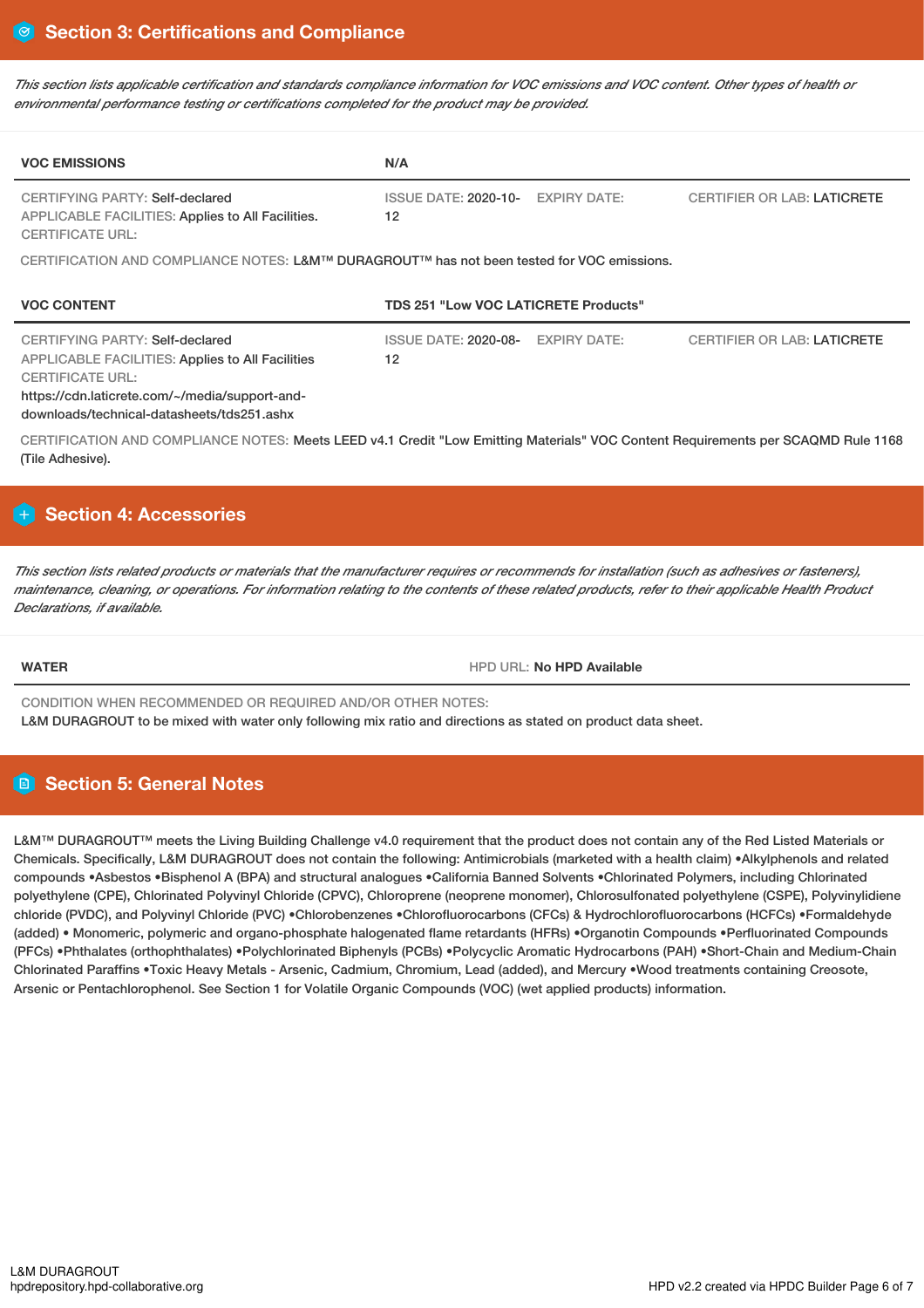## Section 3: Certifications and Compliance

*This section lists applicable certification and standards compliance information for VOC emissions and VOC content. Other types of health or environmental performance testing or certifications completed for the product may be provided.*

| VOC EMISSIONS | N/A | | |
|---|---|---|---|
| CERTIFYING PARTY: Self-declared<br>APPLICABLE FACILITIES: Applies to All Facilities.<br>CERTIFICATE URL: | ISSUE DATE: 2020-10-12 | EXPIRY DATE: | CERTIFIER OR LAB: LATICRETE |

CERTIFICATION AND COMPLIANCE NOTES: L&M™ DURAGROUT™ has not been tested for VOC emissions.

| VOC CONTENT | TDS 251 "Low VOC LATICRETE Products" | | |
|---|---|---|---|
| CERTIFYING PARTY: Self-declared<br>APPLICABLE FACILITIES: Applies to All Facilities<br>CERTIFICATE URL:<br>https://cdn.laticrete.com/~/media/support-and-downloads/technical-datasheets/tds251.ashx | ISSUE DATE: 2020-08-12 | EXPIRY DATE: | CERTIFIER OR LAB: LATICRETE |

CERTIFICATION AND COMPLIANCE NOTES: Meets LEED v4.1 Credit "Low Emitting Materials" VOC Content Requirements per SCAQMD Rule 1168 (Tile Adhesive).

## Section 4: Accessories

*This section lists related products or materials that the manufacturer requires or recommends for installation (such as adhesives or fasteners), maintenance, cleaning, or operations. For information relating to the contents of these related products, refer to their applicable Health Product Declarations, if available.*

| WATER | HPD URL: No HPD Available |
|---|---|

CONDITION WHEN RECOMMENDED OR REQUIRED AND/OR OTHER NOTES:
L&M DURAGROUT to be mixed with water only following mix ratio and directions as stated on product data sheet.

## Section 5: General Notes

L&M™ DURAGROUT™ meets the Living Building Challenge v4.0 requirement that the product does not contain any of the Red Listed Materials or Chemicals. Specifically, L&M DURAGROUT does not contain the following: Antimicrobials (marketed with a health claim) •Alkylphenols and related compounds •Asbestos •Bisphenol A (BPA) and structural analogues •California Banned Solvents •Chlorinated Polymers, including Chlorinated polyethylene (CPE), Chlorinated Polyvinyl Chloride (CPVC), Chloroprene (neoprene monomer), Chlorosulfonated polyethylene (CSPE), Polyvinylidiene chloride (PVDC), and Polyvinyl Chloride (PVC) •Chlorobenzenes •Chlorofluorocarbons (CFCs) & Hydrochlorofluorocarbons (HCFCs) •Formaldehyde (added) • Monomeric, polymeric and organo-phosphate halogenated flame retardants (HFRs) •Organotin Compounds •Perfluorinated Compounds (PFCs) •Phthalates (orthophthalates) •Polychlorinated Biphenyls (PCBs) •Polycyclic Aromatic Hydrocarbons (PAH) •Short-Chain and Medium-Chain Chlorinated Paraffins •Toxic Heavy Metals - Arsenic, Cadmium, Chromium, Lead (added), and Mercury •Wood treatments containing Creosote, Arsenic or Pentachlorophenol. See Section 1 for Volatile Organic Compounds (VOC) (wet applied products) information.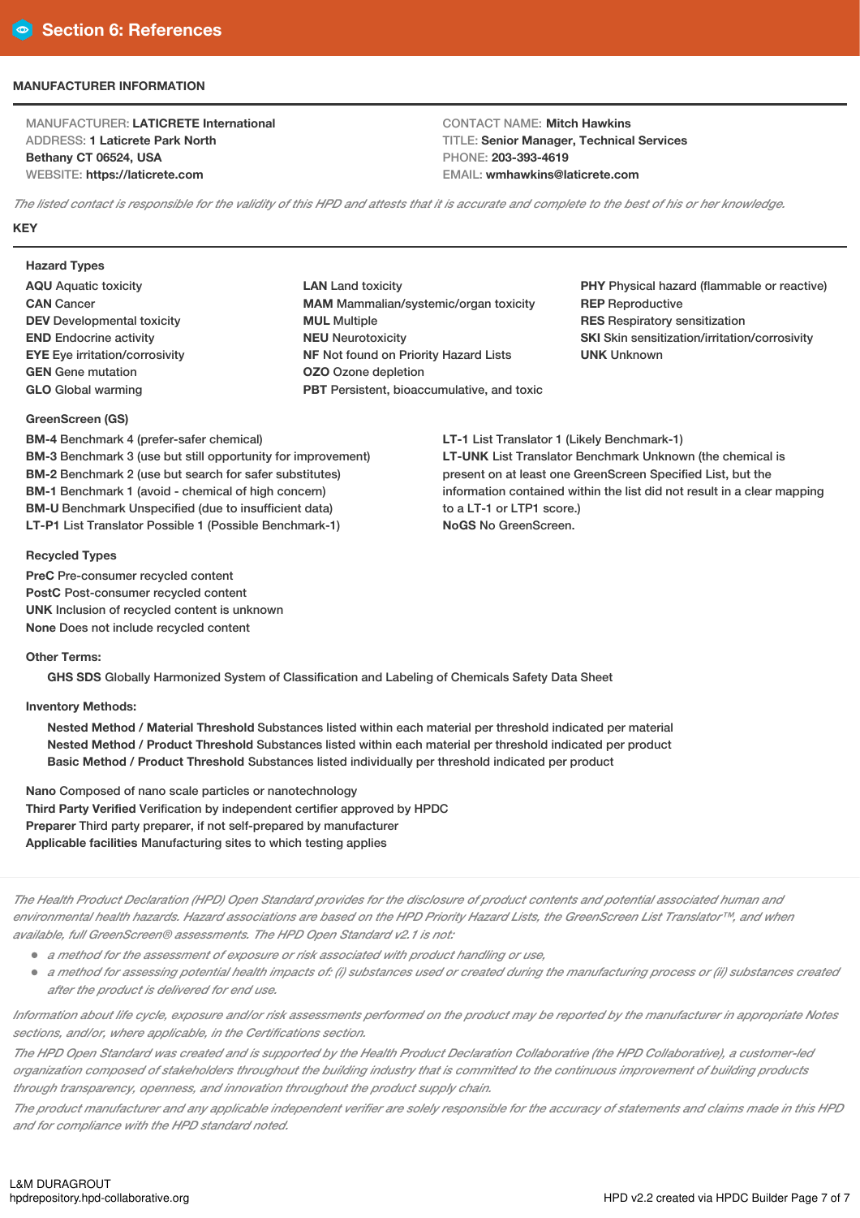## Section 6: References

### MANUFACTURER INFORMATION

MANUFACTURER: **LATICRETE International**
ADDRESS: **1 Laticrete Park North**
**Bethany CT 06524, USA**
WEBSITE: **https://laticrete.com**

CONTACT NAME: **Mitch Hawkins**
TITLE: **Senior Manager, Technical Services**
PHONE: **203-393-4619**
EMAIL: **wmhawkins@laticrete.com**

*The listed contact is responsible for the validity of this HPD and attests that it is accurate and complete to the best of his or her knowledge.*

### KEY

**Hazard Types**

**AQU** Aquatic toxicity
**CAN** Cancer
**DEV** Developmental toxicity
**END** Endocrine activity
**EYE** Eye irritation/corrosivity
**GEN** Gene mutation
**GLO** Global warming
**LAN** Land toxicity
**MAM** Mammalian/systemic/organ toxicity
**MUL** Multiple
**NEU** Neurotoxicity
**NF** Not found on Priority Hazard Lists
**OZO** Ozone depletion
**PBT** Persistent, bioaccumulative, and toxic
**PHY** Physical hazard (flammable or reactive)
**REP** Reproductive
**RES** Respiratory sensitization
**SKI** Skin sensitization/irritation/corrosivity
**UNK** Unknown

**GreenScreen (GS)**

**BM-4** Benchmark 4 (prefer-safer chemical)
**BM-3** Benchmark 3 (use but still opportunity for improvement)
**BM-2** Benchmark 2 (use but search for safer substitutes)
**BM-1** Benchmark 1 (avoid - chemical of high concern)
**BM-U** Benchmark Unspecified (due to insufficient data)
**LT-P1** List Translator Possible 1 (Possible Benchmark-1)
**LT-1** List Translator 1 (Likely Benchmark-1)
**LT-UNK** List Translator Benchmark Unknown (the chemical is present on at least one GreenScreen Specified List, but the information contained within the list did not result in a clear mapping to a LT-1 or LTP1 score.)
**NoGS** No GreenScreen.

**Recycled Types**

**PreC** Pre-consumer recycled content
**PostC** Post-consumer recycled content
**UNK** Inclusion of recycled content is unknown
**None** Does not include recycled content

**Other Terms:**

**GHS SDS** Globally Harmonized System of Classification and Labeling of Chemicals Safety Data Sheet

**Inventory Methods:**

**Nested Method / Material Threshold** Substances listed within each material per threshold indicated per material
**Nested Method / Product Threshold** Substances listed within each material per threshold indicated per product
**Basic Method / Product Threshold** Substances listed individually per threshold indicated per product

**Nano** Composed of nano scale particles or nanotechnology
**Third Party Verified** Verification by independent certifier approved by HPDC
**Preparer** Third party preparer, if not self-prepared by manufacturer
**Applicable facilities** Manufacturing sites to which testing applies

*The Health Product Declaration (HPD) Open Standard provides for the disclosure of product contents and potential associated human and environmental health hazards. Hazard associations are based on the HPD Priority Hazard Lists, the GreenScreen List Translator™, and when available, full GreenScreen® assessments. The HPD Open Standard v2.1 is not:*

- *a method for the assessment of exposure or risk associated with product handling or use,*
- *a method for assessing potential health impacts of: (i) substances used or created during the manufacturing process or (ii) substances created after the product is delivered for end use.*

*Information about life cycle, exposure and/or risk assessments performed on the product may be reported by the manufacturer in appropriate Notes sections, and/or, where applicable, in the Certifications section.*

*The HPD Open Standard was created and is supported by the Health Product Declaration Collaborative (the HPD Collaborative), a customer-led organization composed of stakeholders throughout the building industry that is committed to the continuous improvement of building products through transparency, openness, and innovation throughout the product supply chain.*

*The product manufacturer and any applicable independent verifier are solely responsible for the accuracy of statements and claims made in this HPD and for compliance with the HPD standard noted.*